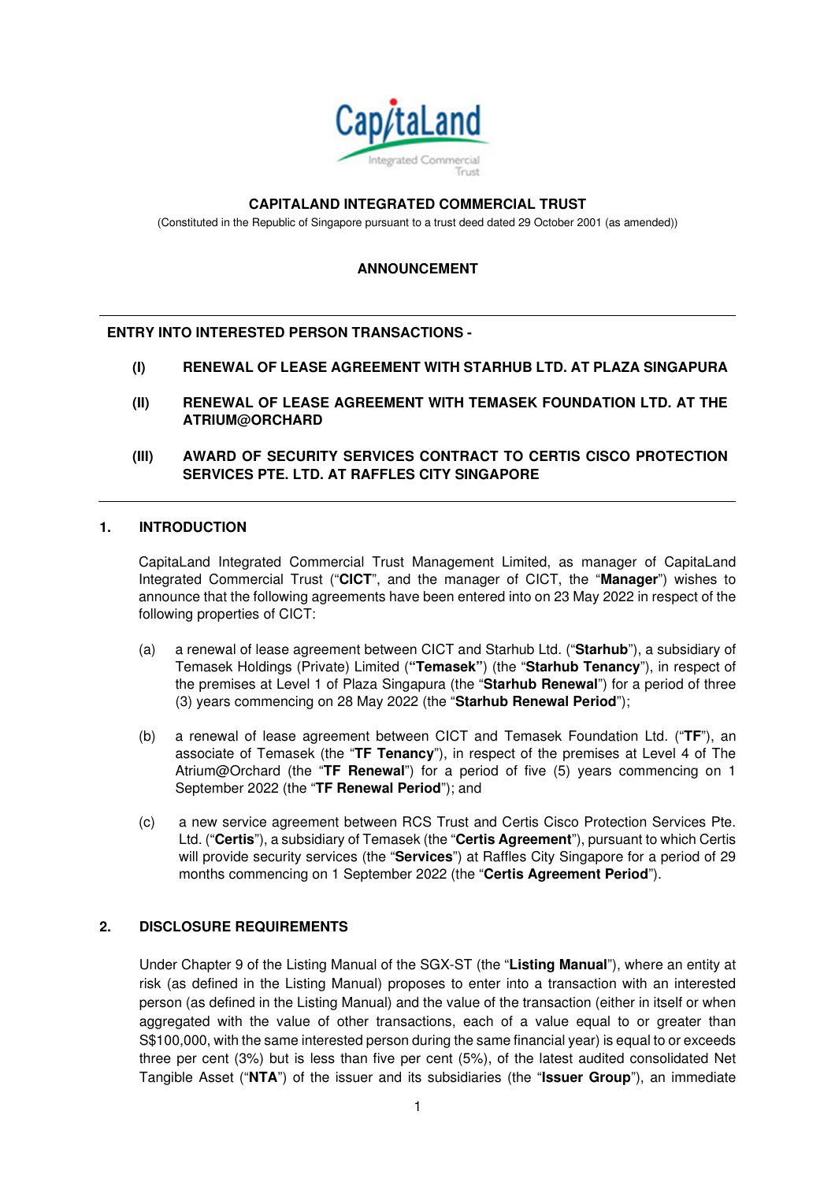# CAPITALAND INTEGRATED COMMERCIAL TRUST

(Constituted in the Republic of Singapore pursuant to a trust deed dated 29 October 2001 (as amended))

## ANNOUNCEMENT

---

**ENTRY INTO INTERESTED PERSON TRANSACTIONS -**

**(I) RENEWAL OF LEASE AGREEMENT WITH STARHUB LTD. AT PLAZA SINGAPURA**

**(II) RENEWAL OF LEASE AGREEMENT WITH TEMASEK FOUNDATION LTD. AT THE ATRIUM@ORCHARD**

**(III) AWARD OF SECURITY SERVICES CONTRACT TO CERTIS CISCO PROTECTION SERVICES PTE. LTD. AT RAFFLES CITY SINGAPORE**

---

### 1. INTRODUCTION

CapitaLand Integrated Commercial Trust Management Limited, as manager of CapitaLand Integrated Commercial Trust ("**CICT**", and the manager of CICT, the "**Manager**") wishes to announce that the following agreements have been entered into on 23 May 2022 in respect of the following properties of CICT:

(a) a renewal of lease agreement between CICT and Starhub Ltd. ("**Starhub**"), a subsidiary of Temasek Holdings (Private) Limited (**"Temasek"**) (the "**Starhub Tenancy**"), in respect of the premises at Level 1 of Plaza Singapura (the "**Starhub Renewal**") for a period of three (3) years commencing on 28 May 2022 (the "**Starhub Renewal Period**");

(b) a renewal of lease agreement between CICT and Temasek Foundation Ltd. ("**TF**"), an associate of Temasek (the "**TF Tenancy**"), in respect of the premises at Level 4 of The Atrium@Orchard (the "**TF Renewal**") for a period of five (5) years commencing on 1 September 2022 (the "**TF Renewal Period**"); and

(c) a new service agreement between RCS Trust and Certis Cisco Protection Services Pte. Ltd. ("**Certis**"), a subsidiary of Temasek (the "**Certis Agreement**"), pursuant to which Certis will provide security services (the "**Services**") at Raffles City Singapore for a period of 29 months commencing on 1 September 2022 (the "**Certis Agreement Period**").

### 2. DISCLOSURE REQUIREMENTS

Under Chapter 9 of the Listing Manual of the SGX-ST (the "**Listing Manual**"), where an entity at risk (as defined in the Listing Manual) proposes to enter into a transaction with an interested person (as defined in the Listing Manual) and the value of the transaction (either in itself or when aggregated with the value of other transactions, each of a value equal to or greater than S$100,000, with the same interested person during the same financial year) is equal to or exceeds three per cent (3%) but is less than five per cent (5%), of the latest audited consolidated Net Tangible Asset ("**NTA**") of the issuer and its subsidiaries (the "**Issuer Group**"), an immediate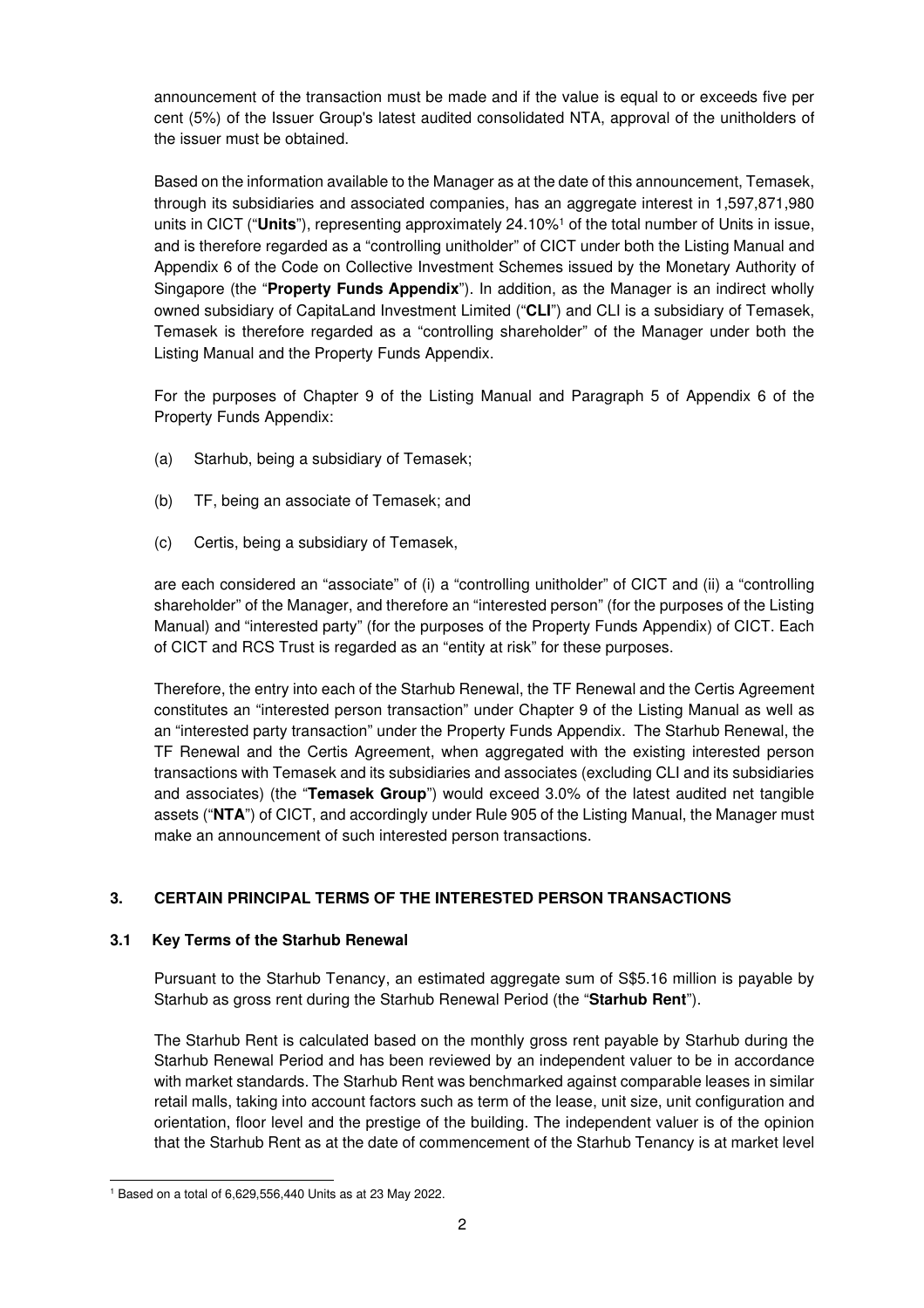announcement of the transaction must be made and if the value is equal to or exceeds five per cent (5%) of the Issuer Group's latest audited consolidated NTA, approval of the unitholders of the issuer must be obtained.

Based on the information available to the Manager as at the date of this announcement, Temasek, through its subsidiaries and associated companies, has an aggregate interest in 1,597,871,980 units in CICT ("**Units**"), representing approximately 24.10%[1] of the total number of Units in issue, and is therefore regarded as a "controlling unitholder" of CICT under both the Listing Manual and Appendix 6 of the Code on Collective Investment Schemes issued by the Monetary Authority of Singapore (the "**Property Funds Appendix**"). In addition, as the Manager is an indirect wholly owned subsidiary of CapitaLand Investment Limited ("**CLI**") and CLI is a subsidiary of Temasek, Temasek is therefore regarded as a "controlling shareholder" of the Manager under both the Listing Manual and the Property Funds Appendix.

For the purposes of Chapter 9 of the Listing Manual and Paragraph 5 of Appendix 6 of the Property Funds Appendix:

(a) Starhub, being a subsidiary of Temasek;

(b) TF, being an associate of Temasek; and

(c) Certis, being a subsidiary of Temasek,

are each considered an "associate" of (i) a "controlling unitholder" of CICT and (ii) a "controlling shareholder" of the Manager, and therefore an "interested person" (for the purposes of the Listing Manual) and "interested party" (for the purposes of the Property Funds Appendix) of CICT. Each of CICT and RCS Trust is regarded as an "entity at risk" for these purposes.

Therefore, the entry into each of the Starhub Renewal, the TF Renewal and the Certis Agreement constitutes an "interested person transaction" under Chapter 9 of the Listing Manual as well as an "interested party transaction" under the Property Funds Appendix. The Starhub Renewal, the TF Renewal and the Certis Agreement, when aggregated with the existing interested person transactions with Temasek and its subsidiaries and associates (excluding CLI and its subsidiaries and associates) (the "**Temasek Group**") would exceed 3.0% of the latest audited net tangible assets ("**NTA**") of CICT, and accordingly under Rule 905 of the Listing Manual, the Manager must make an announcement of such interested person transactions.

## 3. CERTAIN PRINCIPAL TERMS OF THE INTERESTED PERSON TRANSACTIONS

### 3.1 Key Terms of the Starhub Renewal

Pursuant to the Starhub Tenancy, an estimated aggregate sum of S$5.16 million is payable by Starhub as gross rent during the Starhub Renewal Period (the "**Starhub Rent**").

The Starhub Rent is calculated based on the monthly gross rent payable by Starhub during the Starhub Renewal Period and has been reviewed by an independent valuer to be in accordance with market standards. The Starhub Rent was benchmarked against comparable leases in similar retail malls, taking into account factors such as term of the lease, unit size, unit configuration and orientation, floor level and the prestige of the building. The independent valuer is of the opinion that the Starhub Rent as at the date of commencement of the Starhub Tenancy is at market level

[1] Based on a total of 6,629,556,440 Units as at 23 May 2022.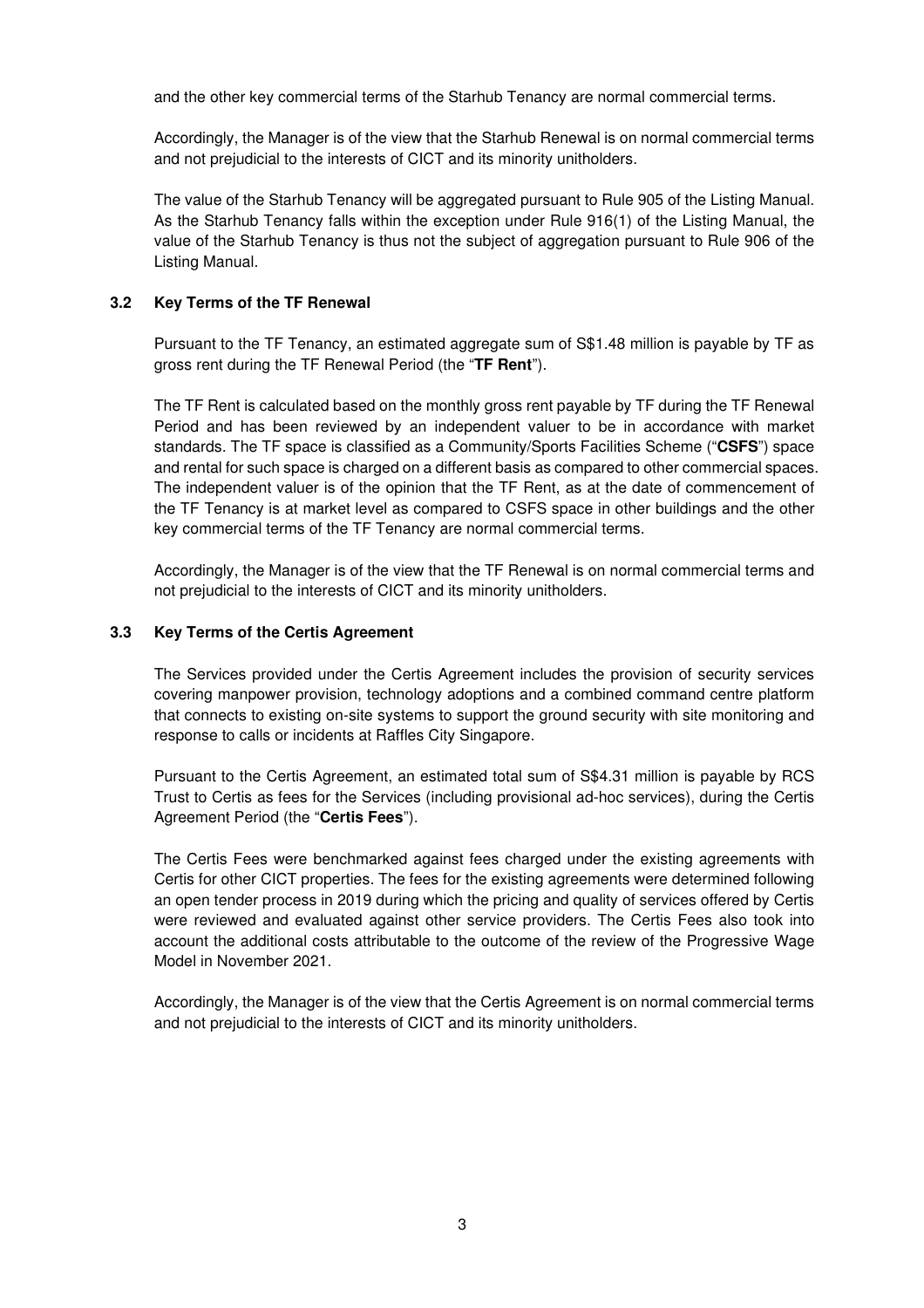and the other key commercial terms of the Starhub Tenancy are normal commercial terms.

Accordingly, the Manager is of the view that the Starhub Renewal is on normal commercial terms and not prejudicial to the interests of CICT and its minority unitholders.

The value of the Starhub Tenancy will be aggregated pursuant to Rule 905 of the Listing Manual. As the Starhub Tenancy falls within the exception under Rule 916(1) of the Listing Manual, the value of the Starhub Tenancy is thus not the subject of aggregation pursuant to Rule 906 of the Listing Manual.

### 3.2 Key Terms of the TF Renewal

Pursuant to the TF Tenancy, an estimated aggregate sum of S$1.48 million is payable by TF as gross rent during the TF Renewal Period (the "**TF Rent**").

The TF Rent is calculated based on the monthly gross rent payable by TF during the TF Renewal Period and has been reviewed by an independent valuer to be in accordance with market standards. The TF space is classified as a Community/Sports Facilities Scheme ("**CSFS**") space and rental for such space is charged on a different basis as compared to other commercial spaces. The independent valuer is of the opinion that the TF Rent, as at the date of commencement of the TF Tenancy is at market level as compared to CSFS space in other buildings and the other key commercial terms of the TF Tenancy are normal commercial terms.

Accordingly, the Manager is of the view that the TF Renewal is on normal commercial terms and not prejudicial to the interests of CICT and its minority unitholders.

### 3.3 Key Terms of the Certis Agreement

The Services provided under the Certis Agreement includes the provision of security services covering manpower provision, technology adoptions and a combined command centre platform that connects to existing on-site systems to support the ground security with site monitoring and response to calls or incidents at Raffles City Singapore.

Pursuant to the Certis Agreement, an estimated total sum of S$4.31 million is payable by RCS Trust to Certis as fees for the Services (including provisional ad-hoc services), during the Certis Agreement Period (the "**Certis Fees**").

The Certis Fees were benchmarked against fees charged under the existing agreements with Certis for other CICT properties. The fees for the existing agreements were determined following an open tender process in 2019 during which the pricing and quality of services offered by Certis were reviewed and evaluated against other service providers. The Certis Fees also took into account the additional costs attributable to the outcome of the review of the Progressive Wage Model in November 2021.

Accordingly, the Manager is of the view that the Certis Agreement is on normal commercial terms and not prejudicial to the interests of CICT and its minority unitholders.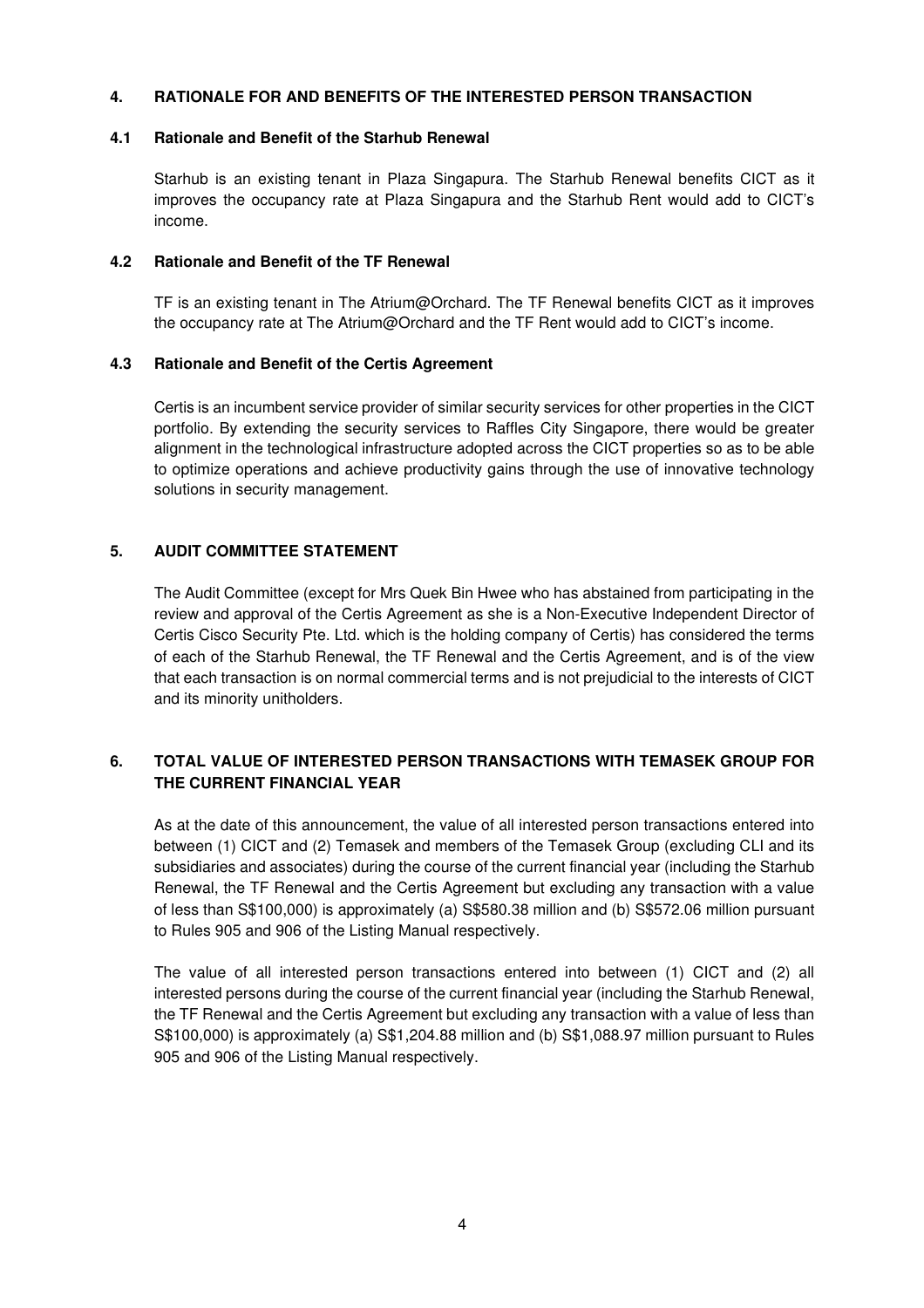## 4. RATIONALE FOR AND BENEFITS OF THE INTERESTED PERSON TRANSACTION

### 4.1 Rationale and Benefit of the Starhub Renewal

Starhub is an existing tenant in Plaza Singapura. The Starhub Renewal benefits CICT as it improves the occupancy rate at Plaza Singapura and the Starhub Rent would add to CICT's income.

### 4.2 Rationale and Benefit of the TF Renewal

TF is an existing tenant in The Atrium@Orchard. The TF Renewal benefits CICT as it improves the occupancy rate at The Atrium@Orchard and the TF Rent would add to CICT's income.

### 4.3 Rationale and Benefit of the Certis Agreement

Certis is an incumbent service provider of similar security services for other properties in the CICT portfolio. By extending the security services to Raffles City Singapore, there would be greater alignment in the technological infrastructure adopted across the CICT properties so as to be able to optimize operations and achieve productivity gains through the use of innovative technology solutions in security management.

## 5. AUDIT COMMITTEE STATEMENT

The Audit Committee (except for Mrs Quek Bin Hwee who has abstained from participating in the review and approval of the Certis Agreement as she is a Non-Executive Independent Director of Certis Cisco Security Pte. Ltd. which is the holding company of Certis) has considered the terms of each of the Starhub Renewal, the TF Renewal and the Certis Agreement, and is of the view that each transaction is on normal commercial terms and is not prejudicial to the interests of CICT and its minority unitholders.

## 6. TOTAL VALUE OF INTERESTED PERSON TRANSACTIONS WITH TEMASEK GROUP FOR THE CURRENT FINANCIAL YEAR

As at the date of this announcement, the value of all interested person transactions entered into between (1) CICT and (2) Temasek and members of the Temasek Group (excluding CLI and its subsidiaries and associates) during the course of the current financial year (including the Starhub Renewal, the TF Renewal and the Certis Agreement but excluding any transaction with a value of less than S$100,000) is approximately (a) S$580.38 million and (b) S$572.06 million pursuant to Rules 905 and 906 of the Listing Manual respectively.

The value of all interested person transactions entered into between (1) CICT and (2) all interested persons during the course of the current financial year (including the Starhub Renewal, the TF Renewal and the Certis Agreement but excluding any transaction with a value of less than S$100,000) is approximately (a) S$1,204.88 million and (b) S$1,088.97 million pursuant to Rules 905 and 906 of the Listing Manual respectively.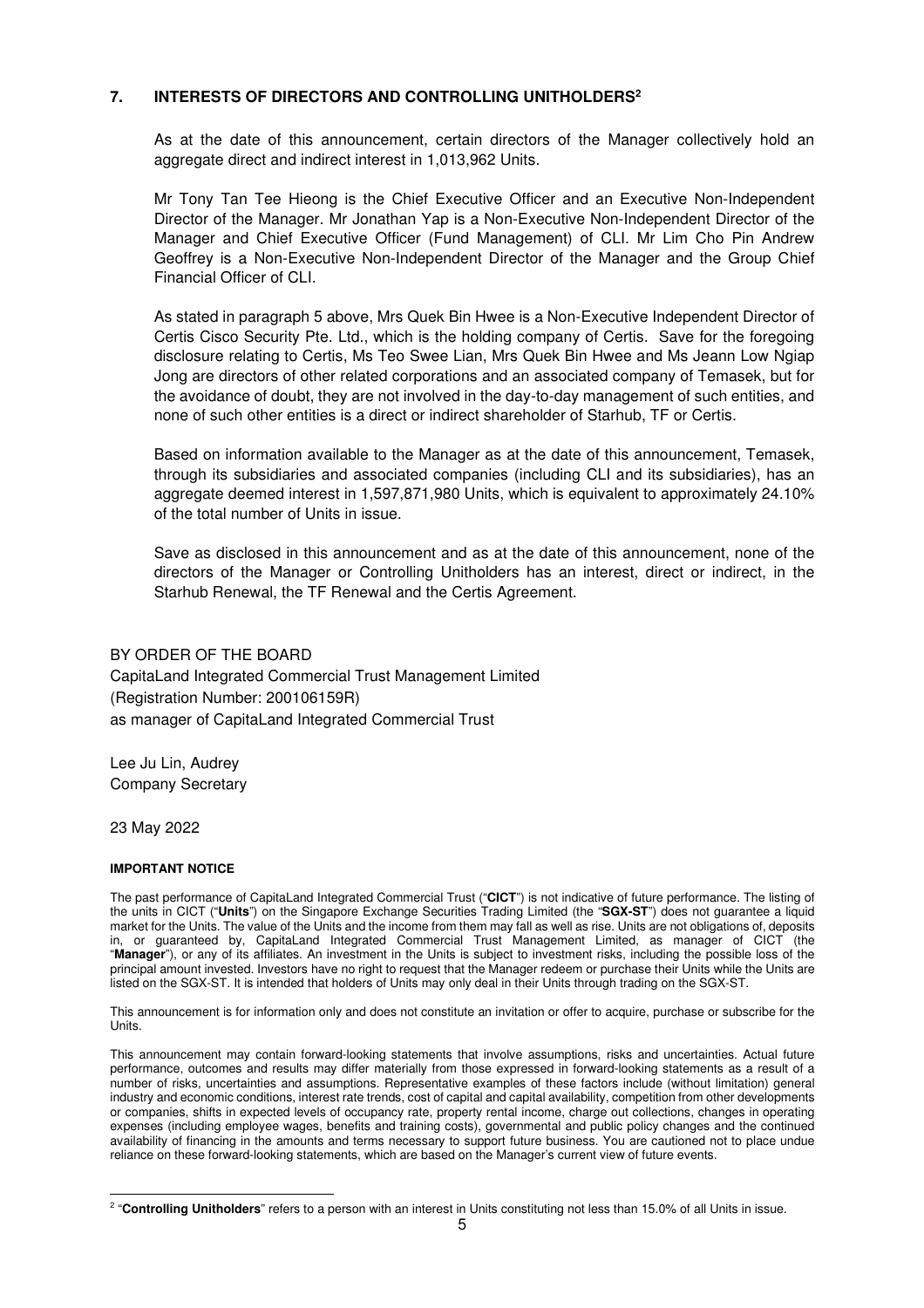## 7. INTERESTS OF DIRECTORS AND CONTROLLING UNITHOLDERS[2]

As at the date of this announcement, certain directors of the Manager collectively hold an aggregate direct and indirect interest in 1,013,962 Units.

Mr Tony Tan Tee Hieong is the Chief Executive Officer and an Executive Non-Independent Director of the Manager. Mr Jonathan Yap is a Non-Executive Non-Independent Director of the Manager and Chief Executive Officer (Fund Management) of CLI. Mr Lim Cho Pin Andrew Geoffrey is a Non-Executive Non-Independent Director of the Manager and the Group Chief Financial Officer of CLI.

As stated in paragraph 5 above, Mrs Quek Bin Hwee is a Non-Executive Independent Director of Certis Cisco Security Pte. Ltd., which is the holding company of Certis. Save for the foregoing disclosure relating to Certis, Ms Teo Swee Lian, Mrs Quek Bin Hwee and Ms Jeann Low Ngiap Jong are directors of other related corporations and an associated company of Temasek, but for the avoidance of doubt, they are not involved in the day-to-day management of such entities, and none of such other entities is a direct or indirect shareholder of Starhub, TF or Certis.

Based on information available to the Manager as at the date of this announcement, Temasek, through its subsidiaries and associated companies (including CLI and its subsidiaries), has an aggregate deemed interest in 1,597,871,980 Units, which is equivalent to approximately 24.10% of the total number of Units in issue.

Save as disclosed in this announcement and as at the date of this announcement, none of the directors of the Manager or Controlling Unitholders has an interest, direct or indirect, in the Starhub Renewal, the TF Renewal and the Certis Agreement.

BY ORDER OF THE BOARD
CapitaLand Integrated Commercial Trust Management Limited
(Registration Number: 200106159R)
as manager of CapitaLand Integrated Commercial Trust

Lee Ju Lin, Audrey
Company Secretary

23 May 2022

**IMPORTANT NOTICE**

The past performance of CapitaLand Integrated Commercial Trust ("**CICT**") is not indicative of future performance. The listing of the units in CICT ("**Units**") on the Singapore Exchange Securities Trading Limited (the "**SGX-ST**") does not guarantee a liquid market for the Units. The value of the Units and the income from them may fall as well as rise. Units are not obligations of, deposits in, or guaranteed by, CapitaLand Integrated Commercial Trust Management Limited, as manager of CICT (the "**Manager**"), or any of its affiliates. An investment in the Units is subject to investment risks, including the possible loss of the principal amount invested. Investors have no right to request that the Manager redeem or purchase their Units while the Units are listed on the SGX-ST. It is intended that holders of Units may only deal in their Units through trading on the SGX-ST.

This announcement is for information only and does not constitute an invitation or offer to acquire, purchase or subscribe for the Units.

This announcement may contain forward-looking statements that involve assumptions, risks and uncertainties. Actual future performance, outcomes and results may differ materially from those expressed in forward-looking statements as a result of a number of risks, uncertainties and assumptions. Representative examples of these factors include (without limitation) general industry and economic conditions, interest rate trends, cost of capital and capital availability, competition from other developments or companies, shifts in expected levels of occupancy rate, property rental income, charge out collections, changes in operating expenses (including employee wages, benefits and training costs), governmental and public policy changes and the continued availability of financing in the amounts and terms necessary to support future business. You are cautioned not to place undue reliance on these forward-looking statements, which are based on the Manager's current view of future events.

[2] "**Controlling Unitholders**" refers to a person with an interest in Units constituting not less than 15.0% of all Units in issue.